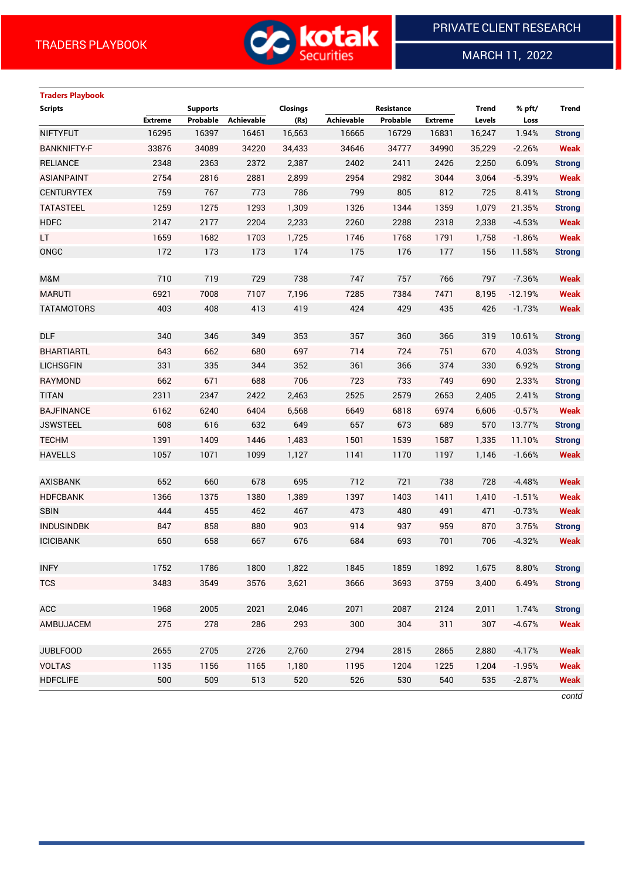TRADERS PLAYBOOK

PRIVATE CLIENT RESEARCH

MARCH 11, 2022

**Traders Playbook**

| Scripts | Supports | | | Closings | Resistance | | | Trend | % pft/ | Trend |
|---|---|---|---|---|---|---|---|---|---|---|
| | Extreme | Probable | Achievable | (Rs) | Achievable | Probable | Extreme | Levels | Loss | |
| NIFTYFUT | 16295 | 16397 | 16461 | 16,563 | 16665 | 16729 | 16831 | 16,247 | 1.94% | Strong |
| BANKNIFTY-F | 33876 | 34089 | 34220 | 34,433 | 34646 | 34777 | 34990 | 35,229 | -2.26% | Weak |
| RELIANCE | 2348 | 2363 | 2372 | 2,387 | 2402 | 2411 | 2426 | 2,250 | 6.09% | Strong |
| ASIANPAINT | 2754 | 2816 | 2881 | 2,899 | 2954 | 2982 | 3044 | 3,064 | -5.39% | Weak |
| CENTURYTEX | 759 | 767 | 773 | 786 | 799 | 805 | 812 | 725 | 8.41% | Strong |
| TATASTEEL | 1259 | 1275 | 1293 | 1,309 | 1326 | 1344 | 1359 | 1,079 | 21.35% | Strong |
| HDFC | 2147 | 2177 | 2204 | 2,233 | 2260 | 2288 | 2318 | 2,338 | -4.53% | Weak |
| LT | 1659 | 1682 | 1703 | 1,725 | 1746 | 1768 | 1791 | 1,758 | -1.86% | Weak |
| ONGC | 172 | 173 | 173 | 174 | 175 | 176 | 177 | 156 | 11.58% | Strong |
| | | | | | | | | | | |
| M&M | 710 | 719 | 729 | 738 | 747 | 757 | 766 | 797 | -7.36% | Weak |
| MARUTI | 6921 | 7008 | 7107 | 7,196 | 7285 | 7384 | 7471 | 8,195 | -12.19% | Weak |
| TATAMOTORS | 403 | 408 | 413 | 419 | 424 | 429 | 435 | 426 | -1.73% | Weak |
| | | | | | | | | | | |
| DLF | 340 | 346 | 349 | 353 | 357 | 360 | 366 | 319 | 10.61% | Strong |
| BHARTIARTL | 643 | 662 | 680 | 697 | 714 | 724 | 751 | 670 | 4.03% | Strong |
| LICHSGFIN | 331 | 335 | 344 | 352 | 361 | 366 | 374 | 330 | 6.92% | Strong |
| RAYMOND | 662 | 671 | 688 | 706 | 723 | 733 | 749 | 690 | 2.33% | Strong |
| TITAN | 2311 | 2347 | 2422 | 2,463 | 2525 | 2579 | 2653 | 2,405 | 2.41% | Strong |
| BAJFINANCE | 6162 | 6240 | 6404 | 6,568 | 6649 | 6818 | 6974 | 6,606 | -0.57% | Weak |
| JSWSTEEL | 608 | 616 | 632 | 649 | 657 | 673 | 689 | 570 | 13.77% | Strong |
| TECHM | 1391 | 1409 | 1446 | 1,483 | 1501 | 1539 | 1587 | 1,335 | 11.10% | Strong |
| HAVELLS | 1057 | 1071 | 1099 | 1,127 | 1141 | 1170 | 1197 | 1,146 | -1.66% | Weak |
| | | | | | | | | | | |
| AXISBANK | 652 | 660 | 678 | 695 | 712 | 721 | 738 | 728 | -4.48% | Weak |
| HDFCBANK | 1366 | 1375 | 1380 | 1,389 | 1397 | 1403 | 1411 | 1,410 | -1.51% | Weak |
| SBIN | 444 | 455 | 462 | 467 | 473 | 480 | 491 | 471 | -0.73% | Weak |
| INDUSINDBK | 847 | 858 | 880 | 903 | 914 | 937 | 959 | 870 | 3.75% | Strong |
| ICICIBANK | 650 | 658 | 667 | 676 | 684 | 693 | 701 | 706 | -4.32% | Weak |
| | | | | | | | | | | |
| INFY | 1752 | 1786 | 1800 | 1,822 | 1845 | 1859 | 1892 | 1,675 | 8.80% | Strong |
| TCS | 3483 | 3549 | 3576 | 3,621 | 3666 | 3693 | 3759 | 3,400 | 6.49% | Strong |
| | | | | | | | | | | |
| ACC | 1968 | 2005 | 2021 | 2,046 | 2071 | 2087 | 2124 | 2,011 | 1.74% | Strong |
| AMBUJACEM | 275 | 278 | 286 | 293 | 300 | 304 | 311 | 307 | -4.67% | Weak |
| | | | | | | | | | | |
| JUBLFOOD | 2655 | 2705 | 2726 | 2,760 | 2794 | 2815 | 2865 | 2,880 | -4.17% | Weak |
| VOLTAS | 1135 | 1156 | 1165 | 1,180 | 1195 | 1204 | 1225 | 1,204 | -1.95% | Weak |
| HDFCLIFE | 500 | 509 | 513 | 520 | 526 | 530 | 540 | 535 | -2.87% | Weak |

*contd*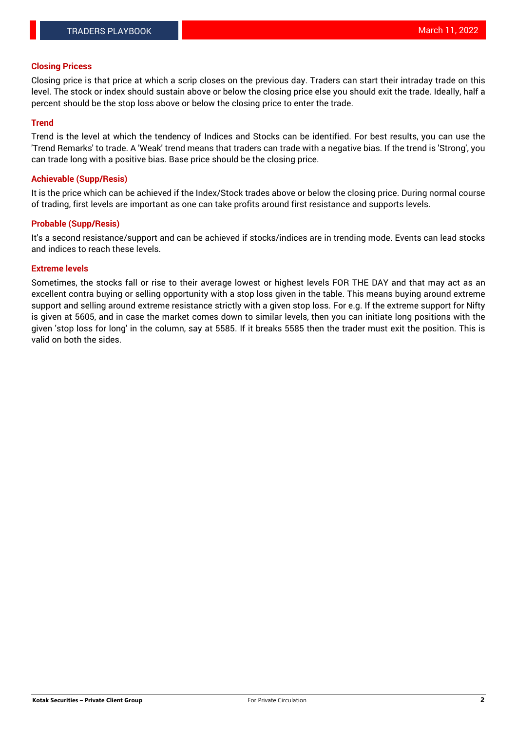## Closing Pricess

Closing price is that price at which a scrip closes on the previous day. Traders can start their intraday trade on this level. The stock or index should sustain above or below the closing price else you should exit the trade. Ideally, half a percent should be the stop loss above or below the closing price to enter the trade.

## Trend

Trend is the level at which the tendency of Indices and Stocks can be identified. For best results, you can use the 'Trend Remarks' to trade. A 'Weak' trend means that traders can trade with a negative bias. If the trend is 'Strong', you can trade long with a positive bias. Base price should be the closing price.

## Achievable (Supp/Resis)

It is the price which can be achieved if the Index/Stock trades above or below the closing price. During normal course of trading, first levels are important as one can take profits around first resistance and supports levels.

## Probable (Supp/Resis)

It's a second resistance/support and can be achieved if stocks/indices are in trending mode. Events can lead stocks and indices to reach these levels.

## Extreme levels

Sometimes, the stocks fall or rise to their average lowest or highest levels FOR THE DAY and that may act as an excellent contra buying or selling opportunity with a stop loss given in the table. This means buying around extreme support and selling around extreme resistance strictly with a given stop loss. For e.g. If the extreme support for Nifty is given at 5605, and in case the market comes down to similar levels, then you can initiate long positions with the given 'stop loss for long' in the column, say at 5585. If it breaks 5585 then the trader must exit the position. This is valid on both the sides.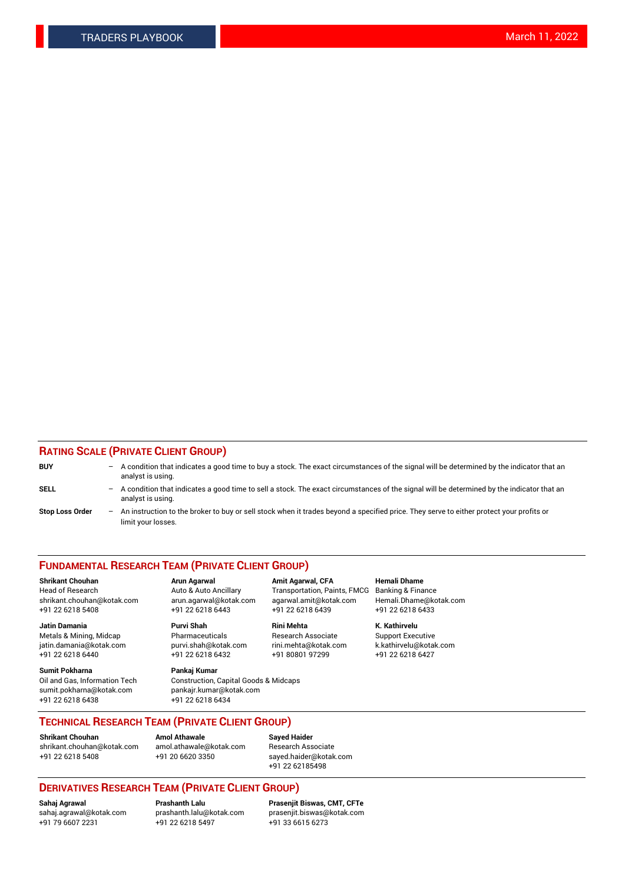## RATING SCALE (PRIVATE CLIENT GROUP)

**BUY** – A condition that indicates a good time to buy a stock. The exact circumstances of the signal will be determined by the indicator that an analyst is using.

**SELL** – A condition that indicates a good time to sell a stock. The exact circumstances of the signal will be determined by the indicator that an analyst is using.

**Stop Loss Order** – An instruction to the broker to buy or sell stock when it trades beyond a specified price. They serve to either protect your profits or limit your losses.

## FUNDAMENTAL RESEARCH TEAM (PRIVATE CLIENT GROUP)

**Shrikant Chouhan**
Head of Research
shrikant.chouhan@kotak.com
+91 22 6218 5408

**Arun Agarwal**
Auto & Auto Ancillary
arun.agarwal@kotak.com
+91 22 6218 6443

**Amit Agarwal, CFA**
Transportation, Paints, FMCG
agarwal.amit@kotak.com
+91 22 6218 6439

**Hemali Dhame**
Banking & Finance
Hemali.Dhame@kotak.com
+91 22 6218 6433

**Jatin Damania**
Metals & Mining, Midcap
jatin.damania@kotak.com
+91 22 6218 6440

**Purvi Shah**
Pharmaceuticals
purvi.shah@kotak.com
+91 22 6218 6432

**Rini Mehta**
Research Associate
rini.mehta@kotak.com
+91 80801 97299

**K. Kathirvelu**
Support Executive
k.kathirvelu@kotak.com
+91 22 6218 6427

**Sumit Pokharna**
Oil and Gas, Information Tech
sumit.pokharna@kotak.com
+91 22 6218 6438

**Pankaj Kumar**
Construction, Capital Goods & Midcaps
pankajr.kumar@kotak.com
+91 22 6218 6434

## TECHNICAL RESEARCH TEAM (PRIVATE CLIENT GROUP)

**Shrikant Chouhan**
shrikant.chouhan@kotak.com
+91 22 6218 5408

**Amol Athawale**
amol.athawale@kotak.com
+91 20 6620 3350

**Sayed Haider**
Research Associate
sayed.haider@kotak.com
+91 22 62185498

## DERIVATIVES RESEARCH TEAM (PRIVATE CLIENT GROUP)

**Sahaj Agrawal**
sahaj.agrawal@kotak.com
+91 79 6607 2231

**Prashanth Lalu**
prashanth.lalu@kotak.com
+91 22 6218 5497

**Prasenjit Biswas, CMT, CFTe**
prasenjit.biswas@kotak.com
+91 33 6615 6273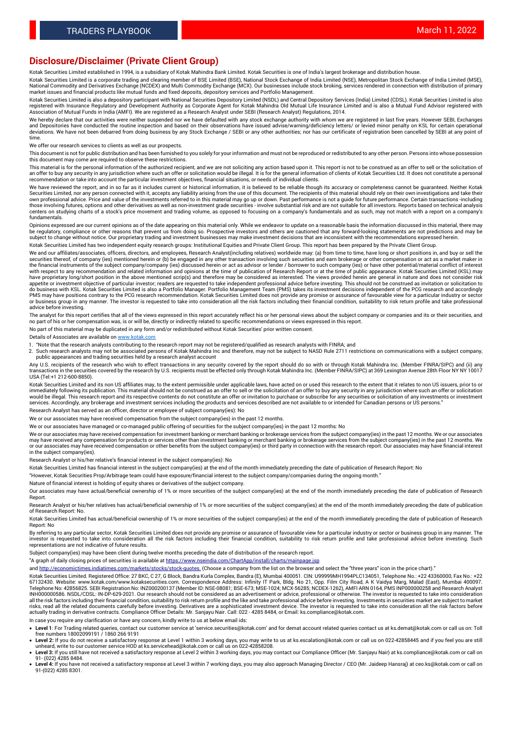## Disclosure/Disclaimer (Private Client Group)

Kotak Securities Limited established in 1994, is a subsidiary of Kotak Mahindra Bank Limited. Kotak Securities is one of India's largest brokerage and distribution house.

Kotak Securities Limited is a corporate trading and clearing member of BSE Limited (BSE), National Stock Exchange of India Limited (NSE), Metropolitan Stock Exchange of India Limited (MSE), National Commodity and Derivatives Exchange (NCDEX) and Multi Commodity Exchange (MCX). Our businesses include stock broking, services rendered in connection with distribution of primary market issues and financial products like mutual funds and fixed deposits, depository services and Portfolio Management.

Kotak Securities Limited is also a depository participant with National Securities Depository Limited (NSDL) and Central Depository Services (India) Limited (CDSL). Kotak Securities Limited is also registered with Insurance Regulatory and Development Authority as Corporate Agent for Kotak Mahindra Old Mutual Life Insurance Limited and is also a Mutual Fund Advisor registered with Association of Mutual Funds in India (AMFI). We are registered as a Research Analyst under SEBI (Research Analyst) Regulations, 2014.

We hereby declare that our activities were neither suspended nor we have defaulted with any stock exchange authority with whom we are registered in last five years. However SEBI, Exchanges and Depositories have conducted the routine inspection and based on their observations have issued advise/warning/deficiency letters/ or levied minor penalty on KSL for certain operational deviations. We have not been debarred from doing business by any Stock Exchange / SEBI or any other authorities; nor has our certificate of registration been cancelled by SEBI at any point of time.

We offer our research services to clients as well as our prospects.

This document is not for public distribution and has been furnished to you solely for your information and must not be reproduced or redistributed to any other person. Persons into whose possession this document may come are required to observe these restrictions.

This material is for the personal information of the authorized recipient, and we are not soliciting any action based upon it. This report is not to be construed as an offer to sell or the solicitation of an offer to buy any security in any jurisdiction where such an offer or solicitation would be illegal. It is for the general information of clients of Kotak Securities Ltd. It does not constitute a personal recommendation or take into account the particular investment objectives, financial situations, or needs of individual clients.

We have reviewed the report, and in so far as it includes current or historical information, it is believed to be reliable though its accuracy or completeness cannot be guaranteed. Neither Kotak Securities Limited, nor any person connected with it, accepts any liability arising from the use of this document. The recipients of this material should rely on their own investigations and take their own professional advice. Price and value of the investments referred to in this material may go up or down. Past performance is not a guide for future performance. Certain transactions -including those involving futures, options and other derivatives as well as non-investment grade securities - involve substantial risk and are not suitable for all investors. Reports based on technical analysis centers on studying charts of a stock's price movement and trading volume, as opposed to focusing on a company's fundamentals and as such, may not match with a report on a company's fundamentals.

Opinions expressed are our current opinions as of the date appearing on this material only. While we endeavor to update on a reasonable basis the information discussed in this material, there may be regulatory, compliance or other reasons that prevent us from doing so. Prospective investors and others are cautioned that any forward-looking statements are not predictions and may be subject to change without notice. Our proprietary trading and investment businesses may make investment decisions that are inconsistent with the recommendations expressed herein.

Kotak Securities Limited has two independent equity research groups: Institutional Equities and Private Client Group. This report has been prepared by the Private Client Group.

We and our affiliates/associates, officers, directors, and employees, Research Analyst(including relatives) worldwide may: (a) from time to time, have long or short positions in, and buy or sell the securities thereof, of company (ies) mentioned herein or (b) be engaged in any other transaction involving such securities and earn brokerage or other compensation or act as a market maker in the financial instruments of the subject company/company (ies) discussed herein or act as advisor or lender / borrower to such company (ies) or have other potential/material conflict of interest with respect to any recommendation and related information and opinions at the time of publication of Research Report or at the time of public appearance. Kotak Securities Limited (KSL) may have proprietary long/short position in the above mentioned scrip(s) and therefore may be considered as interested. The views provided herein are general in nature and does not consider risk appetite or investment objective of particular investor; readers are requested to take independent professional advice before investing. This should not be construed as invitation or solicitation to do business with KSL. Kotak Securities Limited is also a Portfolio Manager. Portfolio Management Team (PMS) takes its investment decisions independent of the PCG research and accordingly PMS may have positions contrary to the PCG research recommendation. Kotak Securities Limited does not provide any promise or assurance of favourable view for a particular industry or sector or business group in any manner. The investor is requested to take into consideration all the risk factors including their financial condition, suitability to risk return profile and take professional advice before investing.

The analyst for this report certifies that all of the views expressed in this report accurately reflect his or her personal views about the subject company or companies and its or their securities, and no part of his or her compensation was, is or will be, directly or indirectly related to specific recommendations or views expressed in this report.

No part of this material may be duplicated in any form and/or redistributed without Kotak Securities' prior written consent.

Details of Associates are available on www.kotak.com

1. "Note that the research analysts contributing to the research report may not be registered/qualified as research analysts with FINRA; and
2. Such research analysts may not be associated persons of Kotak Mahindra Inc and therefore, may not be subject to NASD Rule 2711 restrictions on communications with a subject company, public appearances and trading securities held by a research analyst account

Any U.S. recipients of the research who wish to effect transactions in any security covered by the report should do so with or through Kotak Mahindra Inc. (Member FINRA/SIPC) and (ii) any transactions in the securities covered by the research by U.S. recipients must be effected only through Kotak Mahindra Inc. (Member FINRA/SIPC) at 369 Lexington Avenue 28th Floor NY NY 10017 USA (Tel:+1 212-600-8850).

Kotak Securities Limited and its non US affiliates may, to the extent permissible under applicable laws, have acted on or used this research to the extent that it relates to non US issuers, prior to or immediately following its publication. This material should not be construed as an offer to sell or the solicitation of an offer to buy any security in any jurisdiction where such an offer or solicitation would be illegal. This research report and its respective contents do not constitute an offer or invitation to purchase or subscribe for any securities or solicitation of any investments or investment services. Accordingly, any brokerage and investment services including the products and services described are not available to or intended for Canadian persons or US persons."

Research Analyst has served as an officer, director or employee of subject company(ies): No

We or our associates may have received compensation from the subject company(ies) in the past 12 months.

We or our associates have managed or co-managed public offering of securities for the subject company(ies) in the past 12 months: No

We or our associates may have received compensation for investment banking or merchant banking or brokerage services from the subject company(ies) in the past 12 months. We or our associates may have received any compensation for products or services other than investment banking or merchant banking or brokerage services from the subject company(ies) in the past 12 months. We or our associates may have received compensation or other benefits from the subject company(ies) or third party in connection with the research report. Our associates may have financial interest in the subject company(ies).

Research Analyst or his/her relative's financial interest in the subject company(ies): No

Kotak Securities Limited has financial interest in the subject company(ies) at the end of the month immediately preceding the date of publication of Research Report: No

"However, Kotak Securities Prop/Arbitrage team could have exposure/financial interest to the subject company/companies during the ongoing month."

Nature of financial interest is holding of equity shares or derivatives of the subject company.

Our associates may have actual/beneficial ownership of 1% or more securities of the subject company(ies) at the end of the month immediately preceding the date of publication of Research Report.

Research Analyst or his/her relatives has actual/beneficial ownership of 1% or more securities of the subject company(ies) at the end of the month immediately preceding the date of publication of Research Report: No.

Kotak Securities Limited has actual/beneficial ownership of 1% or more securities of the subject company(ies) at the end of the month immediately preceding the date of publication of Research Report: No

By referring to any particular sector, Kotak Securities Limited does not provide any promise or assurance of favourable view for a particular industry or sector or business group in any manner. The investor is requested to take into consideration all the risk factors including their financial condition, suitability to risk return profile and take professional advice before investing. Such representations are not indicative of future results.

Subject company(ies) may have been client during twelve months preceding the date of distribution of the research report.

"A graph of daily closing prices of securities is available at https://www.nseindia.com/ChartApp/install/charts/mainpage.jsp

and http://economictimes.indiatimes.com/markets/stocks/stock-quotes. (Choose a company from the list on the browser and select the "three years" icon in the price chart)."

Kotak Securities Limited. Registered Office: 27 BKC, C 27, G Block, Bandra Kurla Complex, Bandra (E), Mumbai 400051. CIN: U99999MH1994PLC134051, Telephone No.: +22 43360000, Fax No.: +22 67132430. Website: www.kotak.com/www.kotaksecurities.com. Correspondence Address: Infinity IT Park, Bldg. No 21, Opp. Film City Road, A K Vaidya Marg, Malad (East), Mumbai 400097. Telephone No: 42856825. SEBI Registration No: INZ000200137 (Member ID: NSE-08081; BSE-673; MSE-1024; MCX-56285; NCDEX-1262), AMFI ARN 0164, PMS INP000000258 and Research Analyst INH000000586. NSDL/CDSL: IN-DP-629-2021. Our research should not be considered as an advertisement or advice, professional or otherwise. The investor is requested to take into consideration all the risk factors including their financial condition, suitability to risk return profile and the like and take professional advice before investing. Investments in securities market are subject to market risks, read all the related documents carefully before investing. Derivatives are a sophisticated investment device. The investor is requested to take into consideration all the risk factors before actually trading in derivative contracts. Compliance Officer Details: Mr. Sanjayu Nair. Call: 022 - 4285 8484, or Email: ks.compliance@kotak.com.

In case you require any clarification or have any concern, kindly write to us at below email ids:

- **Level 1**: For Trading related queries, contact our customer service at 'service.securities@kotak.com' and for demat account related queries contact us at ks.demat@kotak.com or call us on: Toll free numbers 18002099191 / 1860 266 9191
- **Level 2:** If you do not receive a satisfactory response at Level 1 within 3 working days, you may write to us at ks.escalation@kotak.com or call us on 022-42858445 and if you feel you are still unheard, write to our customer service HOD at ks.servicehead@kotak.com or call us on 022-42858208.
- **Level 3:** If you still have not received a satisfactory response at Level 2 within 3 working days, you may contact our Compliance Officer (Mr. Sanjayu Nair) at ks.compliance@kotak.com or call on 91- (022) 4285 8484.
- **Level 4:** If you have not received a satisfactory response at Level 3 within 7 working days, you may also approach Managing Director / CEO (Mr. Jaideep Hansraj) at ceo.ks@kotak.com or call on 91-(022) 4285 8301.